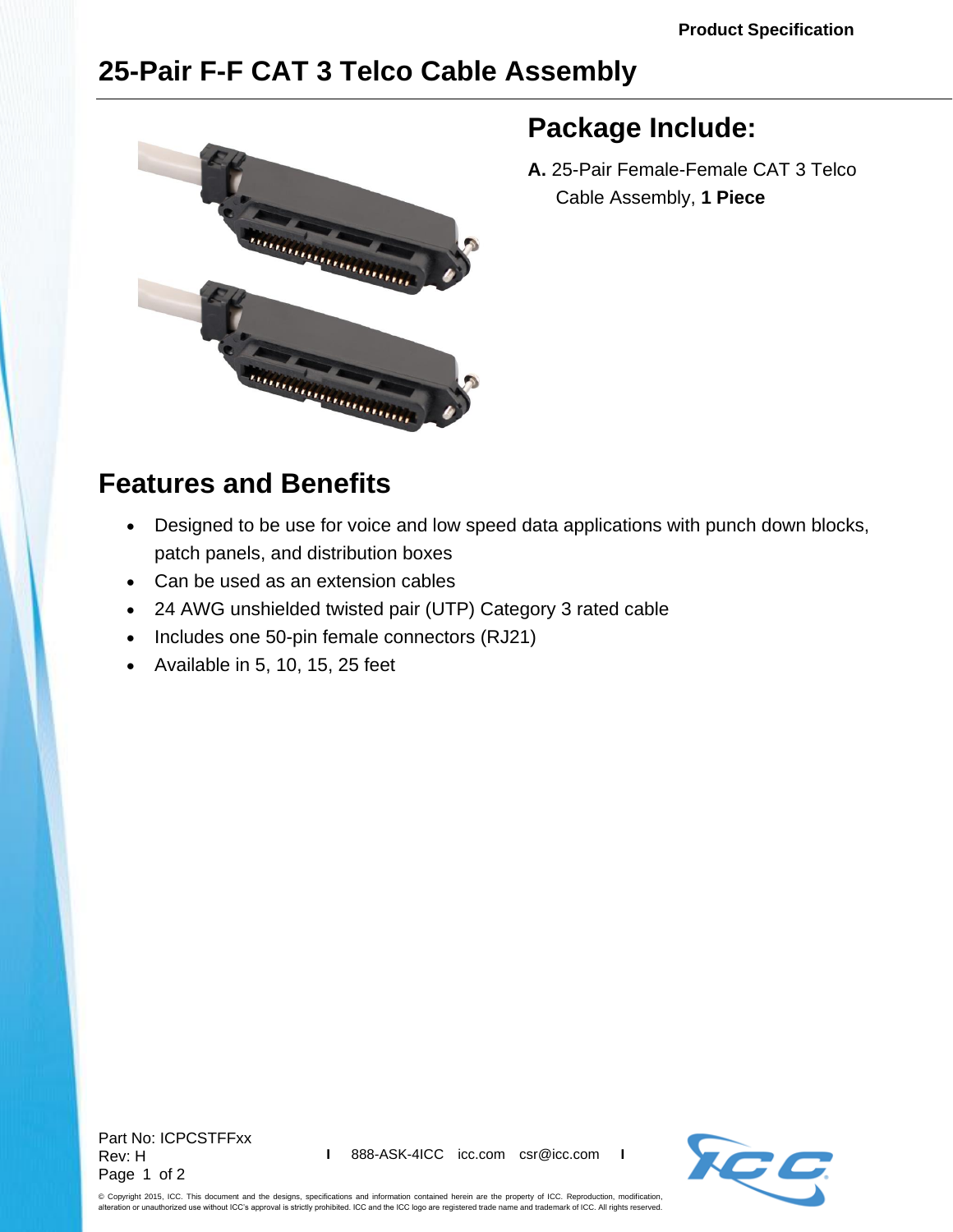# 25-Pair F-F CAT 3 Telco Cable Assembly

## Package Include:

**A.** 25-Pair Female-Female CAT 3 Telco Cable Assembly, **1 Piece**

## Features and Benefits

- Designed to be use for voice and low speed data applications with punch down blocks, patch panels, and distribution boxes
- Can be used as an extension cables
- 24 AWG unshielded twisted pair (UTP) Category 3 rated cable
- Includes one 50-pin female connectors (RJ21)
- Available in 5, 10, 15, 25 feet

Part No: ICPCSTFFxx
Rev: H

888-ASK-4ICC icc.com csr@icc.com

© Copyright 2015, ICC. This document and the designs, specifications and information contained herein are the property of ICC. Reproduction, modification, alteration or unauthorized use without ICC's approval is strictly prohibited. ICC and the ICC logo are registered trade name and trademark of ICC. All rights reserved.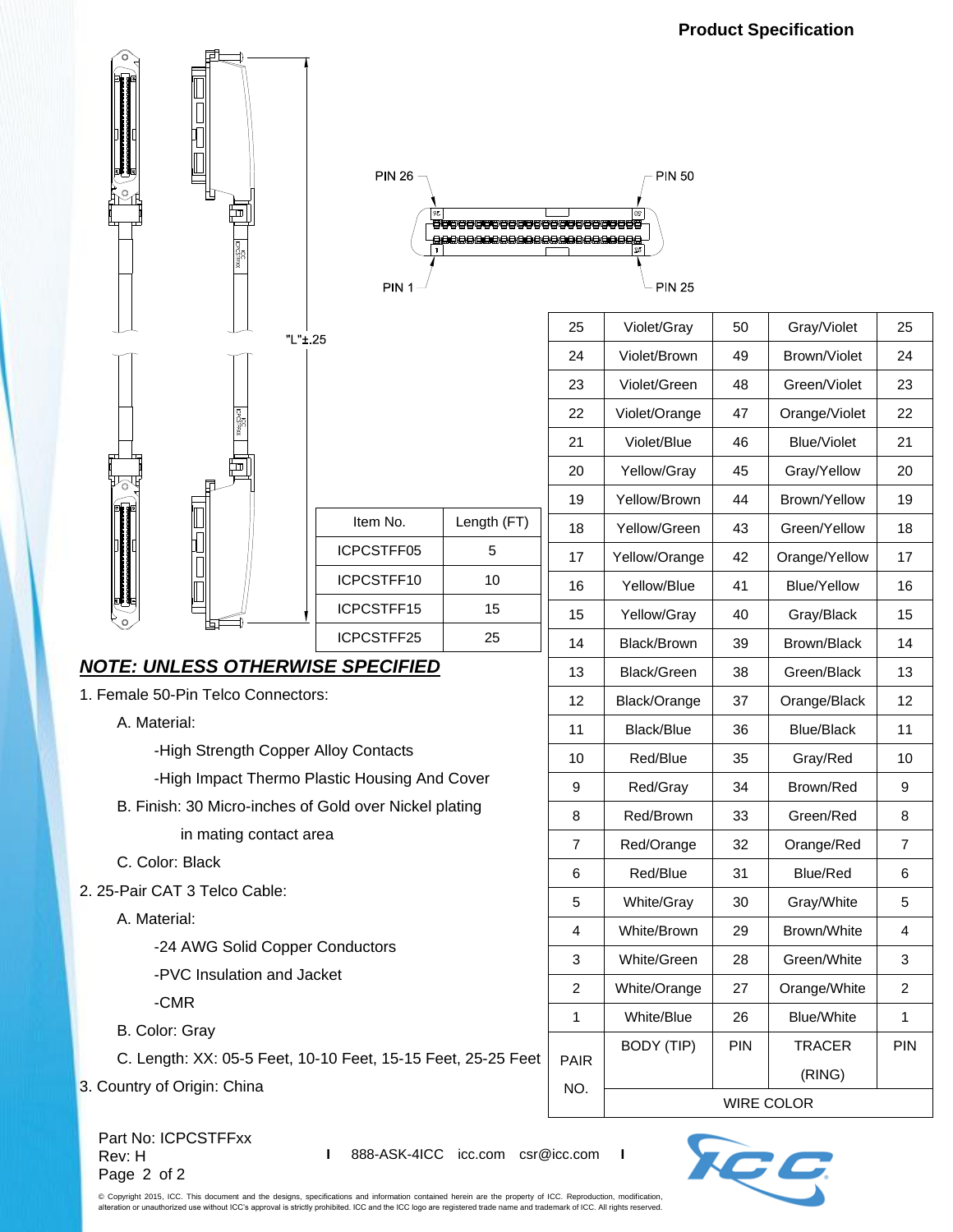**Product Specification**

PIN 26
PIN 50
PIN 1
PIN 25
"L"±.25

| Item No. | Length (FT) |
|---|---|
| ICPCSTFF05 | 5 |
| ICPCSTFF10 | 10 |
| ICPCSTFF15 | 15 |
| ICPCSTFF25 | 25 |

| PAIR NO. | BODY (TIP) | PIN | TRACER (RING) | PIN |
|---|---|---|---|---|
| 25 | Violet/Gray | 50 | Gray/Violet | 25 |
| 24 | Violet/Brown | 49 | Brown/Violet | 24 |
| 23 | Violet/Green | 48 | Green/Violet | 23 |
| 22 | Violet/Orange | 47 | Orange/Violet | 22 |
| 21 | Violet/Blue | 46 | Blue/Violet | 21 |
| 20 | Yellow/Gray | 45 | Gray/Yellow | 20 |
| 19 | Yellow/Brown | 44 | Brown/Yellow | 19 |
| 18 | Yellow/Green | 43 | Green/Yellow | 18 |
| 17 | Yellow/Orange | 42 | Orange/Yellow | 17 |
| 16 | Yellow/Blue | 41 | Blue/Yellow | 16 |
| 15 | Yellow/Gray | 40 | Gray/Black | 15 |
| 14 | Black/Brown | 39 | Brown/Black | 14 |
| 13 | Black/Green | 38 | Green/Black | 13 |
| 12 | Black/Orange | 37 | Orange/Black | 12 |
| 11 | Black/Blue | 36 | Blue/Black | 11 |
| 10 | Red/Blue | 35 | Gray/Red | 10 |
| 9 | Red/Gray | 34 | Brown/Red | 9 |
| 8 | Red/Brown | 33 | Green/Red | 8 |
| 7 | Red/Orange | 32 | Orange/Red | 7 |
| 6 | Red/Blue | 31 | Blue/Red | 6 |
| 5 | White/Gray | 30 | Gray/White | 5 |
| 4 | White/Brown | 29 | Brown/White | 4 |
| 3 | White/Green | 28 | Green/White | 3 |
| 2 | White/Orange | 27 | Orange/White | 2 |
| 1 | White/Blue | 26 | Blue/White | 1 |
| | WIRE COLOR | | | |

***NOTE: UNLESS OTHERWISE SPECIFIED***

1. Female 50-Pin Telco Connectors:
   - A. Material:
     - -High Strength Copper Alloy Contacts
     - -High Impact Thermo Plastic Housing And Cover
   - B. Finish: 30 Micro-inches of Gold over Nickel plating in mating contact area
   - C. Color: Black
2. 25-Pair CAT 3 Telco Cable:
   - A. Material:
     - -24 AWG Solid Copper Conductors
     - -PVC Insulation and Jacket
     - -CMR
   - B. Color: Gray
   - C. Length: XX: 05-5 Feet, 10-10 Feet, 15-15 Feet, 25-25 Feet
3. Country of Origin: China

Part No: ICPCSTFFxx
Rev: H

888-ASK-4ICC icc.com csr@icc.com

© Copyright 2015, ICC. This document and the designs, specifications and information contained herein are the property of ICC. Reproduction, modification, alteration or unauthorized use without ICC's approval is strictly prohibited. ICC and the ICC logo are registered trade name and trademark of ICC. All rights reserved.